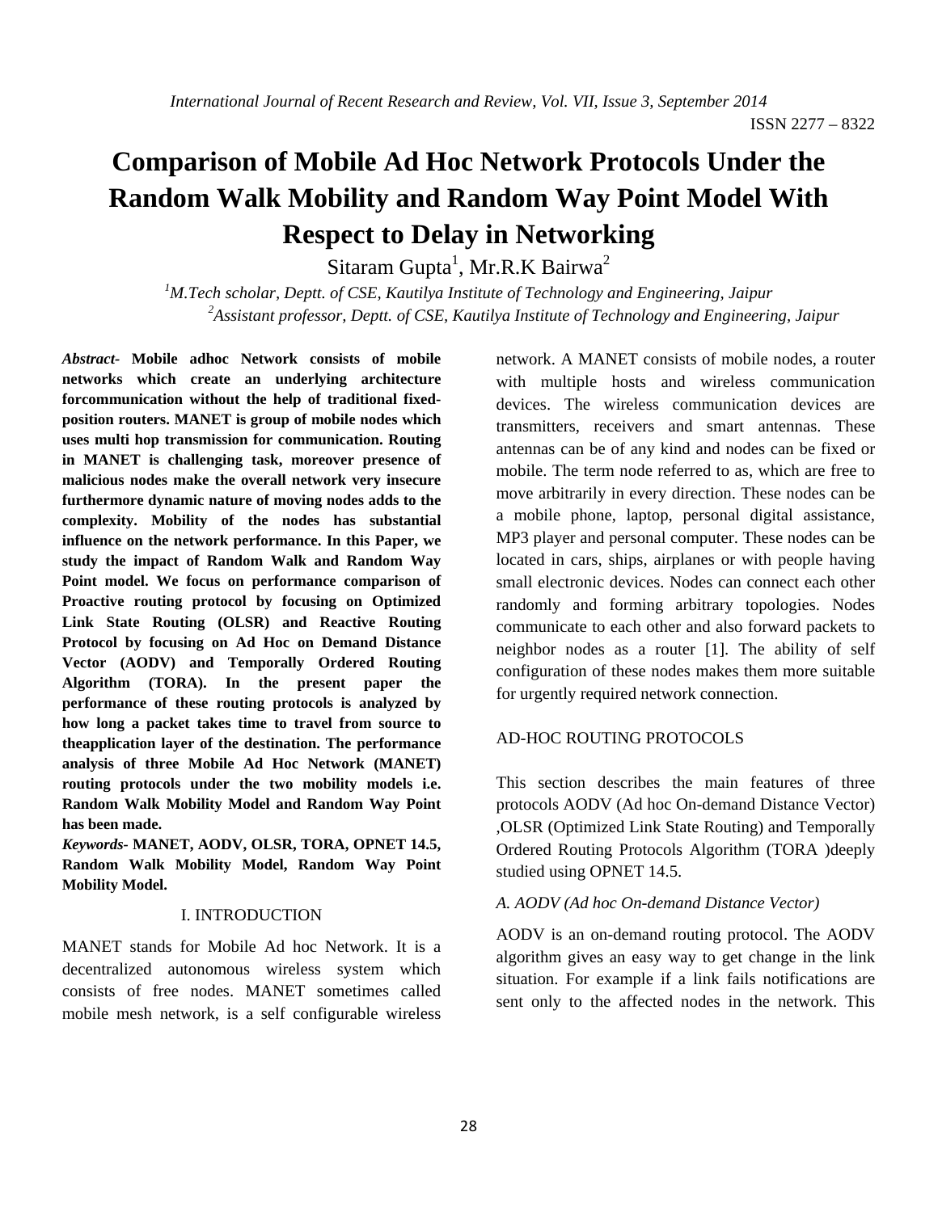# Comparison of Mobile Ad Hoc Network Protocols Under the Random Walk Mobility and Random Way Point Model With Respect to Delay in Networking

Sitaram Gupta[1], Mr.R.K Bairwa[2]

[1]*M.Tech scholar, Deptt. of CSE, Kautilya Institute of Technology and Engineering, Jaipur*

[2]*Assistant professor, Deptt. of CSE, Kautilya Institute of Technology and Engineering, Jaipur*

***Abstract-*** **Mobile adhoc Network consists of mobile networks which create an underlying architecture forcommunication without the help of traditional fixed-position routers. MANET is group of mobile nodes which uses multi hop transmission for communication. Routing in MANET is challenging task, moreover presence of malicious nodes make the overall network very insecure furthermore dynamic nature of moving nodes adds to the complexity. Mobility of the nodes has substantial influence on the network performance. In this Paper, we study the impact of Random Walk and Random Way Point model. We focus on performance comparison of Proactive routing protocol by focusing on Optimized Link State Routing (OLSR) and Reactive Routing Protocol by focusing on Ad Hoc on Demand Distance Vector (AODV) and Temporally Ordered Routing Algorithm (TORA). In the present paper the performance of these routing protocols is analyzed by how long a packet takes time to travel from source to theapplication layer of the destination. The performance analysis of three Mobile Ad Hoc Network (MANET) routing protocols under the two mobility models i.e. Random Walk Mobility Model and Random Way Point has been made.**

***Keywords-*** **MANET, AODV, OLSR, TORA, OPNET 14.5, Random Walk Mobility Model, Random Way Point Mobility Model.**

## I. INTRODUCTION

MANET stands for Mobile Ad hoc Network. It is a decentralized autonomous wireless system which consists of free nodes. MANET sometimes called mobile mesh network, is a self configurable wireless network. A MANET consists of mobile nodes, a router with multiple hosts and wireless communication devices. The wireless communication devices are transmitters, receivers and smart antennas. These antennas can be of any kind and nodes can be fixed or mobile. The term node referred to as, which are free to move arbitrarily in every direction. These nodes can be a mobile phone, laptop, personal digital assistance, MP3 player and personal computer. These nodes can be located in cars, ships, airplanes or with people having small electronic devices. Nodes can connect each other randomly and forming arbitrary topologies. Nodes communicate to each other and also forward packets to neighbor nodes as a router [1]. The ability of self configuration of these nodes makes them more suitable for urgently required network connection.

## AD-HOC ROUTING PROTOCOLS

This section describes the main features of three protocols AODV (Ad hoc On-demand Distance Vector) ,OLSR (Optimized Link State Routing) and Temporally Ordered Routing Protocols Algorithm (TORA )deeply studied using OPNET 14.5.

### *A. AODV (Ad hoc On-demand Distance Vector)*

AODV is an on-demand routing protocol. The AODV algorithm gives an easy way to get change in the link situation. For example if a link fails notifications are sent only to the affected nodes in the network. This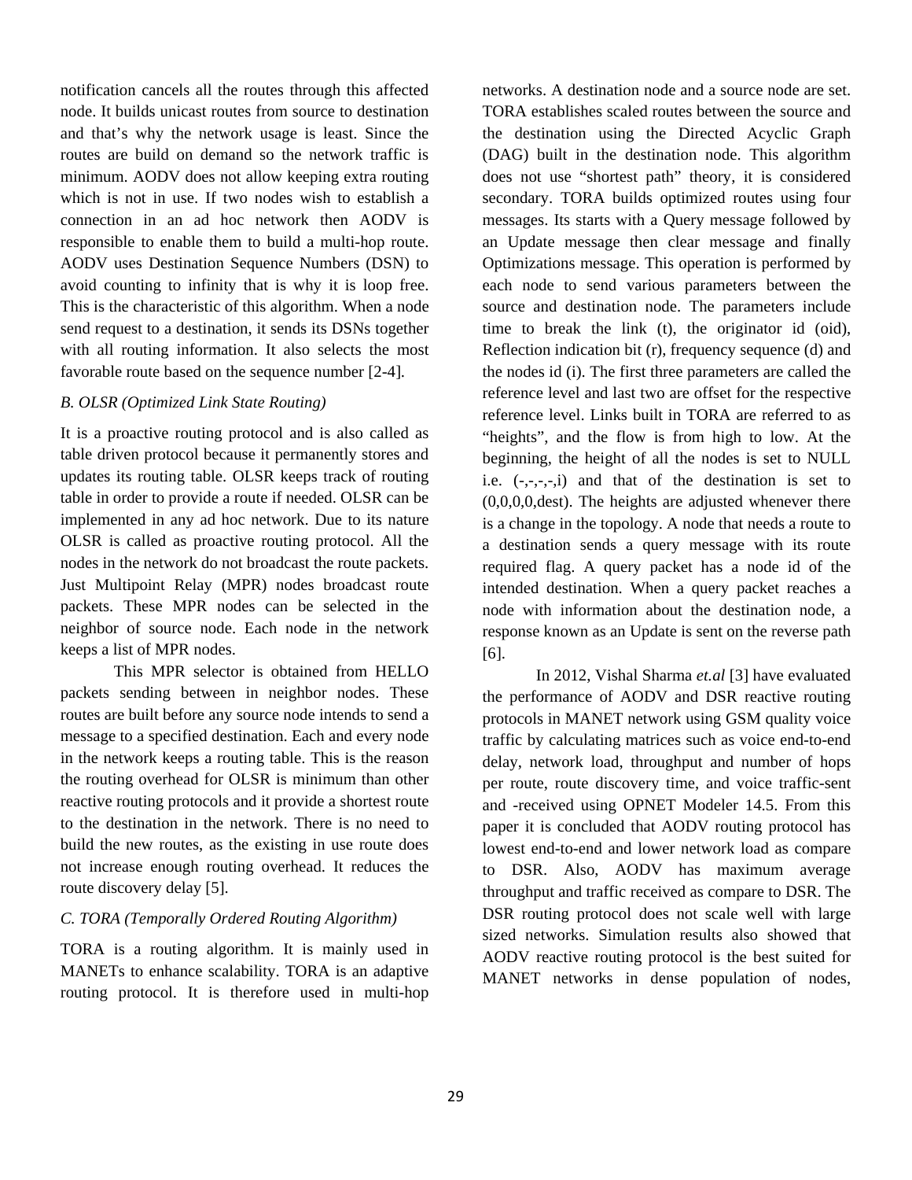notification cancels all the routes through this affected node. It builds unicast routes from source to destination and that's why the network usage is least. Since the routes are build on demand so the network traffic is minimum. AODV does not allow keeping extra routing which is not in use. If two nodes wish to establish a connection in an ad hoc network then AODV is responsible to enable them to build a multi-hop route. AODV uses Destination Sequence Numbers (DSN) to avoid counting to infinity that is why it is loop free. This is the characteristic of this algorithm. When a node send request to a destination, it sends its DSNs together with all routing information. It also selects the most favorable route based on the sequence number [2-4].

*B. OLSR (Optimized Link State Routing)*

It is a proactive routing protocol and is also called as table driven protocol because it permanently stores and updates its routing table. OLSR keeps track of routing table in order to provide a route if needed. OLSR can be implemented in any ad hoc network. Due to its nature OLSR is called as proactive routing protocol. All the nodes in the network do not broadcast the route packets. Just Multipoint Relay (MPR) nodes broadcast route packets. These MPR nodes can be selected in the neighbor of source node. Each node in the network keeps a list of MPR nodes.

This MPR selector is obtained from HELLO packets sending between in neighbor nodes. These routes are built before any source node intends to send a message to a specified destination. Each and every node in the network keeps a routing table. This is the reason the routing overhead for OLSR is minimum than other reactive routing protocols and it provide a shortest route to the destination in the network. There is no need to build the new routes, as the existing in use route does not increase enough routing overhead. It reduces the route discovery delay [5].

*C. TORA (Temporally Ordered Routing Algorithm)*

TORA is a routing algorithm. It is mainly used in MANETs to enhance scalability. TORA is an adaptive routing protocol. It is therefore used in multi-hop networks. A destination node and a source node are set. TORA establishes scaled routes between the source and the destination using the Directed Acyclic Graph (DAG) built in the destination node. This algorithm does not use "shortest path" theory, it is considered secondary. TORA builds optimized routes using four messages. Its starts with a Query message followed by an Update message then clear message and finally Optimizations message. This operation is performed by each node to send various parameters between the source and destination node. The parameters include time to break the link (t), the originator id (oid), Reflection indication bit (r), frequency sequence (d) and the nodes id (i). The first three parameters are called the reference level and last two are offset for the respective reference level. Links built in TORA are referred to as "heights", and the flow is from high to low. At the beginning, the height of all the nodes is set to NULL i.e. (-,-,-,-,i) and that of the destination is set to (0,0,0,0,dest). The heights are adjusted whenever there is a change in the topology. A node that needs a route to a destination sends a query message with its route required flag. A query packet has a node id of the intended destination. When a query packet reaches a node with information about the destination node, a response known as an Update is sent on the reverse path [6].

In 2012, Vishal Sharma *et.al* [3] have evaluated the performance of AODV and DSR reactive routing protocols in MANET network using GSM quality voice traffic by calculating matrices such as voice end-to-end delay, network load, throughput and number of hops per route, route discovery time, and voice traffic-sent and -received using OPNET Modeler 14.5. From this paper it is concluded that AODV routing protocol has lowest end-to-end and lower network load as compare to DSR. Also, AODV has maximum average throughput and traffic received as compare to DSR. The DSR routing protocol does not scale well with large sized networks. Simulation results also showed that AODV reactive routing protocol is the best suited for MANET networks in dense population of nodes,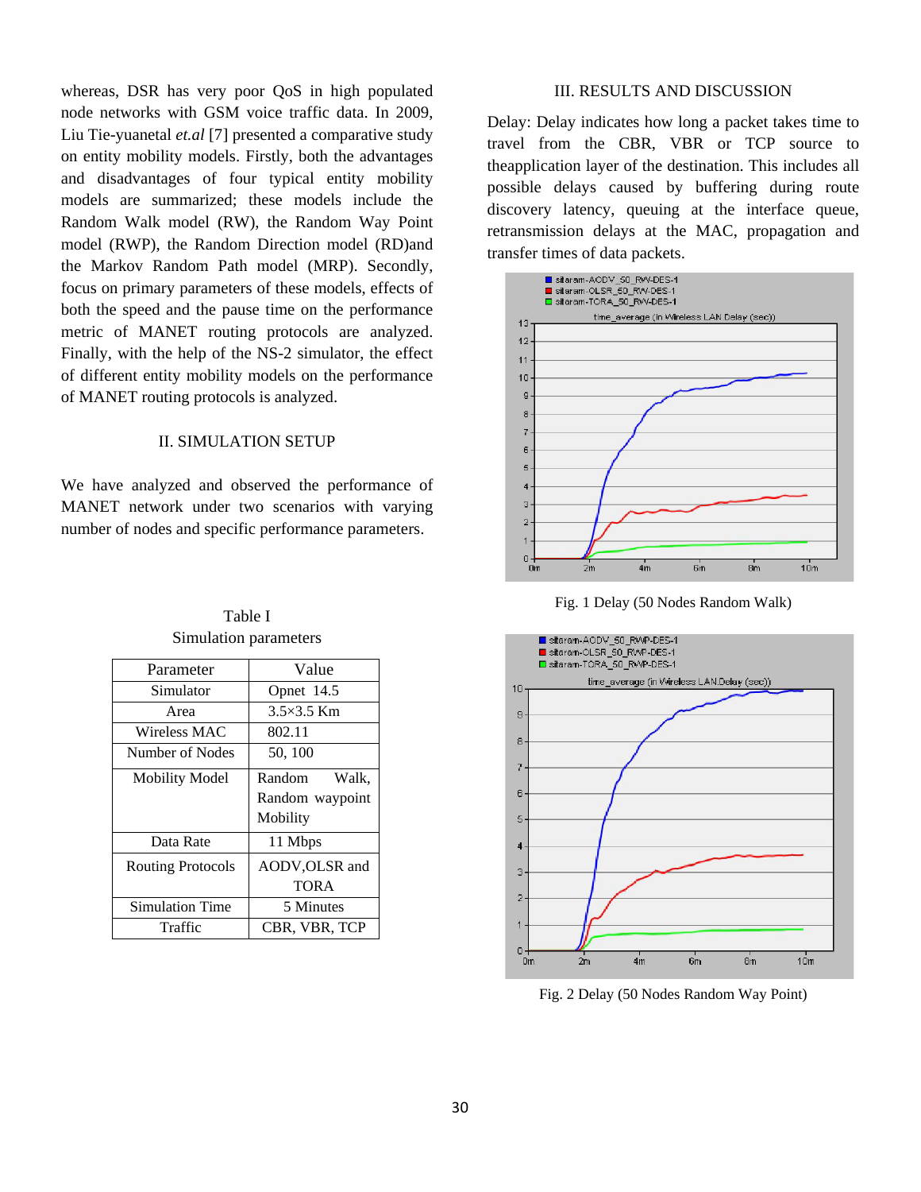whereas, DSR has very poor QoS in high populated node networks with GSM voice traffic data. In 2009, Liu Tie-yuanetal *et.al* [7] presented a comparative study on entity mobility models. Firstly, both the advantages and disadvantages of four typical entity mobility models are summarized; these models include the Random Walk model (RW), the Random Way Point model (RWP), the Random Direction model (RD)and the Markov Random Path model (MRP). Secondly, focus on primary parameters of these models, effects of both the speed and the pause time on the performance metric of MANET routing protocols are analyzed. Finally, with the help of the NS-2 simulator, the effect of different entity mobility models on the performance of MANET routing protocols is analyzed.

## II. SIMULATION SETUP

We have analyzed and observed the performance of MANET network under two scenarios with varying number of nodes and specific performance parameters.

Table I
Simulation parameters

| Parameter | Value |
|---|---|
| Simulator | Opnet 14.5 |
| Area | 3.5×3.5 Km |
| Wireless MAC | 802.11 |
| Number of Nodes | 50, 100 |
| Mobility Model | Random Walk, Random waypoint Mobility |
| Data Rate | 11 Mbps |
| Routing Protocols | AODV,OLSR and TORA |
| Simulation Time | 5 Minutes |
| Traffic | CBR, VBR, TCP |

## III. RESULTS AND DISCUSSION

Delay: Delay indicates how long a packet takes time to travel from the CBR, VBR or TCP source to theapplication layer of the destination. This includes all possible delays caused by buffering during route discovery latency, queuing at the interface queue, retransmission delays at the MAC, propagation and transfer times of data packets.

Fig. 1 Delay (50 Nodes Random Walk)

Fig. 2 Delay (50 Nodes Random Way Point)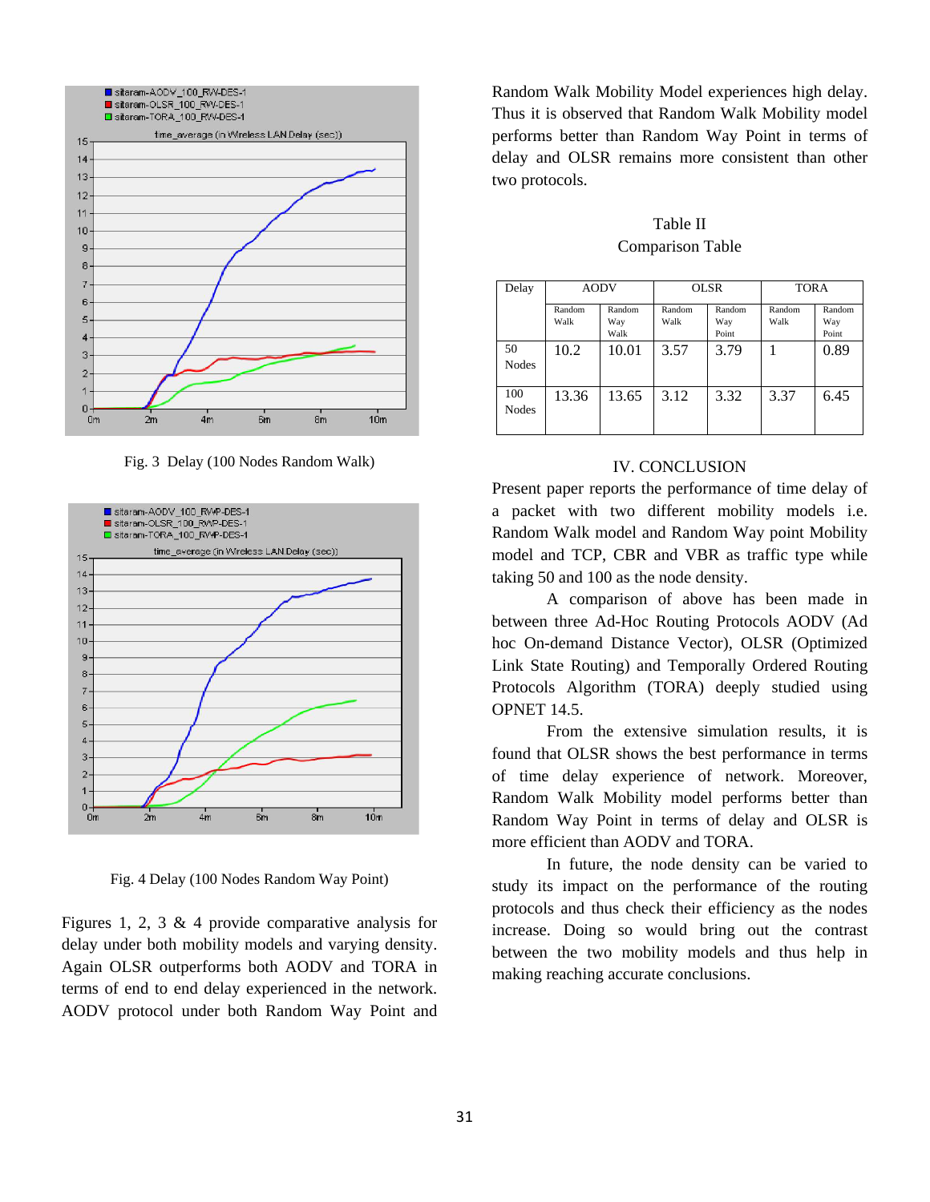Fig. 3 Delay (100 Nodes Random Walk)

Fig. 4 Delay (100 Nodes Random Way Point)

Figures 1, 2, 3 & 4 provide comparative analysis for delay under both mobility models and varying density. Again OLSR outperforms both AODV and TORA in terms of end to end delay experienced in the network. AODV protocol under both Random Way Point and Random Walk Mobility Model experiences high delay. Thus it is observed that Random Walk Mobility model performs better than Random Way Point in terms of delay and OLSR remains more consistent than other two protocols.

Table II
Comparison Table

| Delay | AODV | | OLSR | | TORA | |
|---|---|---|---|---|---|---|
| | Random Walk | Random Way Walk | Random Walk | Random Way Point | Random Walk | Random Way Point |
| 50 Nodes | 10.2 | 10.01 | 3.57 | 3.79 | 1 | 0.89 |
| 100 Nodes | 13.36 | 13.65 | 3.12 | 3.32 | 3.37 | 6.45 |

## IV. CONCLUSION

Present paper reports the performance of time delay of a packet with two different mobility models i.e. Random Walk model and Random Way point Mobility model and TCP, CBR and VBR as traffic type while taking 50 and 100 as the node density.

A comparison of above has been made in between three Ad-Hoc Routing Protocols AODV (Ad hoc On-demand Distance Vector), OLSR (Optimized Link State Routing) and Temporally Ordered Routing Protocols Algorithm (TORA) deeply studied using OPNET 14.5.

From the extensive simulation results, it is found that OLSR shows the best performance in terms of time delay experience of network. Moreover, Random Walk Mobility model performs better than Random Way Point in terms of delay and OLSR is more efficient than AODV and TORA.

In future, the node density can be varied to study its impact on the performance of the routing protocols and thus check their efficiency as the nodes increase. Doing so would bring out the contrast between the two mobility models and thus help in making reaching accurate conclusions.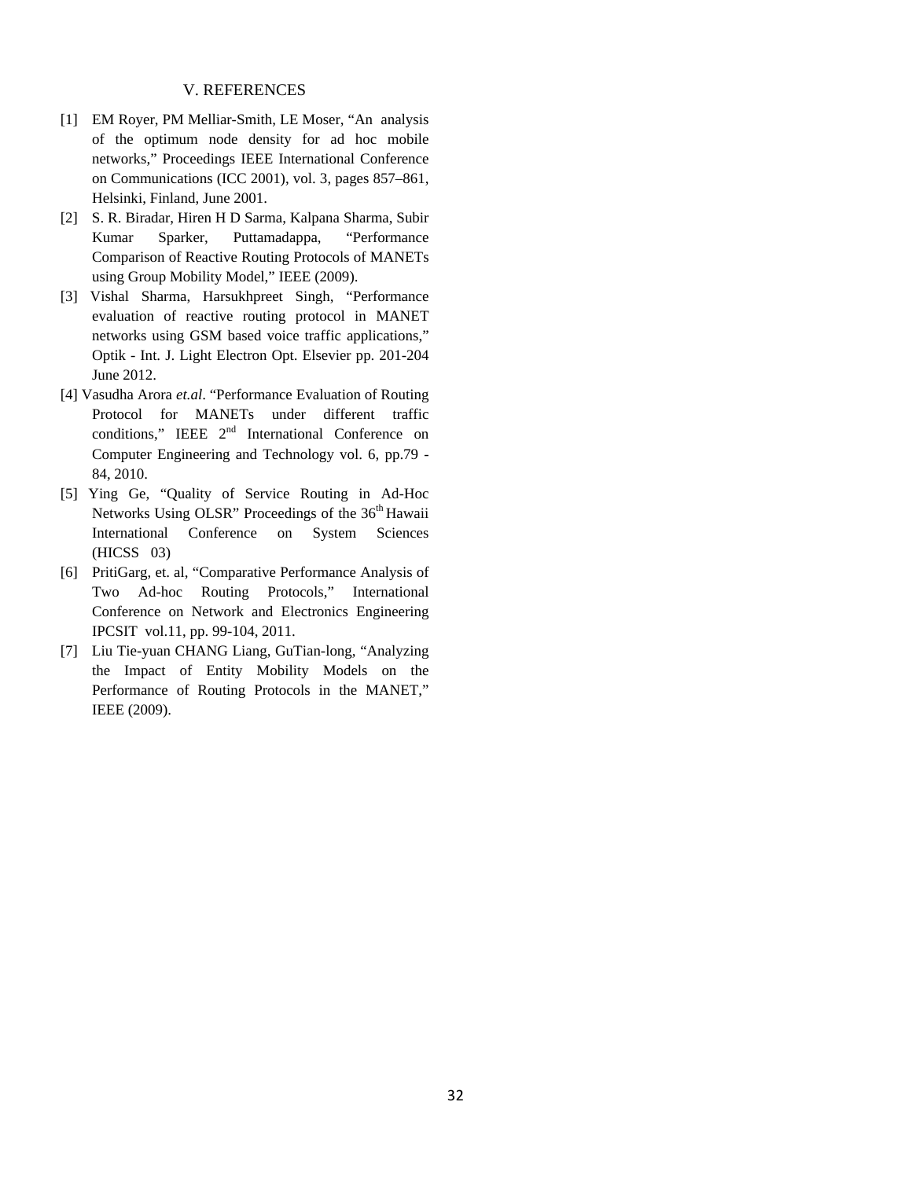## V. REFERENCES

[1] EM Royer, PM Melliar-Smith, LE Moser, "An analysis of the optimum node density for ad hoc mobile networks," Proceedings IEEE International Conference on Communications (ICC 2001), vol. 3, pages 857–861, Helsinki, Finland, June 2001.

[2] S. R. Biradar, Hiren H D Sarma, Kalpana Sharma, Subir Kumar Sparker, Puttamadappa, "Performance Comparison of Reactive Routing Protocols of MANETs using Group Mobility Model," IEEE (2009).

[3] Vishal Sharma, Harsukhpreet Singh, "Performance evaluation of reactive routing protocol in MANET networks using GSM based voice traffic applications," Optik - Int. J. Light Electron Opt. Elsevier pp. 201-204 June 2012.

[4] Vasudha Arora *et.al*. "Performance Evaluation of Routing Protocol for MANETs under different traffic conditions," IEEE 2nd International Conference on Computer Engineering and Technology vol. 6, pp.79 - 84, 2010.

[5] Ying Ge, "Quality of Service Routing in Ad-Hoc Networks Using OLSR" Proceedings of the 36th Hawaii International Conference on System Sciences (HICSS 03)

[6] PritiGarg, et. al, "Comparative Performance Analysis of Two Ad-hoc Routing Protocols," International Conference on Network and Electronics Engineering IPCSIT vol.11, pp. 99-104, 2011.

[7] Liu Tie-yuan CHANG Liang, GuTian-long, "Analyzing the Impact of Entity Mobility Models on the Performance of Routing Protocols in the MANET," IEEE (2009).